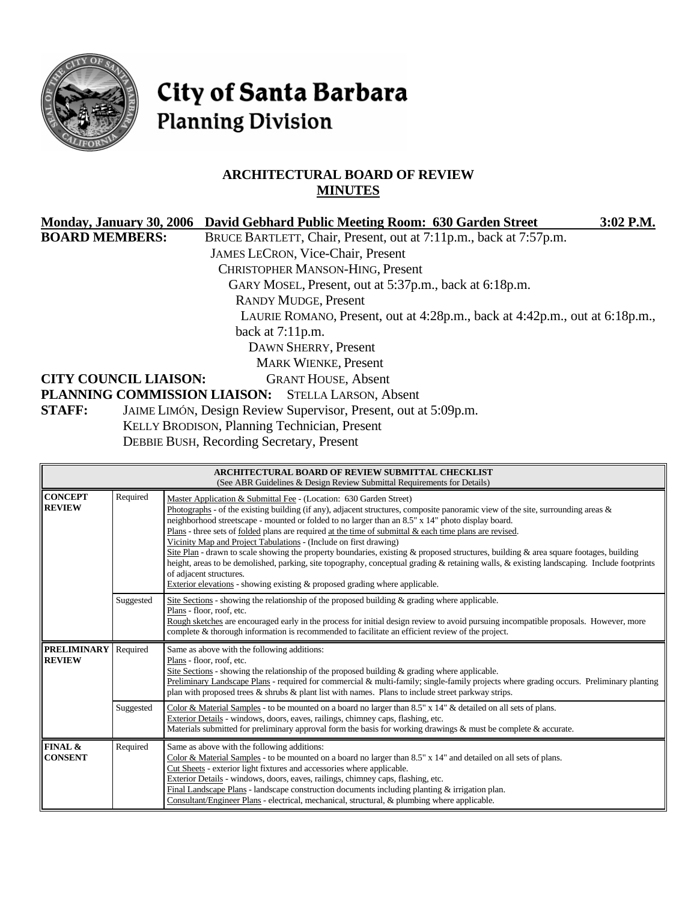# City of Santa Barbara
## Planning Division

### ARCHITECTURAL BOARD OF REVIEW
### MINUTES

**Monday, January 30, 2006 David Gebhard Public Meeting Room: 630 Garden Street 3:02 P.M.**

**BOARD MEMBERS:**
BRUCE BARTLETT, Chair, Present, out at 7:11p.m., back at 7:57p.m.
JAMES LECRON, Vice-Chair, Present
CHRISTOPHER MANSON-HING, Present
GARY MOSEL, Present, out at 5:37p.m., back at 6:18p.m.
RANDY MUDGE, Present
LAURIE ROMANO, Present, out at 4:28p.m., back at 4:42p.m., out at 6:18p.m., back at 7:11p.m.
DAWN SHERRY, Present
MARK WIENKE, Present

**CITY COUNCIL LIAISON:** GRANT HOUSE, Absent

**PLANNING COMMISSION LIAISON:** STELLA LARSON, Absent

**STAFF:**
JAIME LIMÓN, Design Review Supervisor, Present, out at 5:09p.m.
KELLY BRODISON, Planning Technician, Present
DEBBIE BUSH, Recording Secretary, Present

| ARCHITECTURAL BOARD OF REVIEW SUBMITTAL CHECKLIST (See ABR Guidelines & Design Review Submittal Requirements for Details) | | |
|---|---|---|
| **CONCEPT REVIEW** | Required | Master Application & Submittal Fee - (Location: 630 Garden Street)<br>Photographs - of the existing building (if any), adjacent structures, composite panoramic view of the site, surrounding areas & neighborhood streetscape - mounted or folded to no larger than an 8.5" x 14" photo display board.<br>Plans - three sets of folded plans are required at the time of submittal & each time plans are revised.<br>Vicinity Map and Project Tabulations - (Include on first drawing)<br>Site Plan - drawn to scale showing the property boundaries, existing & proposed structures, building & area square footages, building height, areas to be demolished, parking, site topography, conceptual grading & retaining walls, & existing landscaping. Include footprints of adjacent structures.<br>Exterior elevations - showing existing & proposed grading where applicable. |
| | Suggested | Site Sections - showing the relationship of the proposed building & grading where applicable.<br>Plans - floor, roof, etc.<br>Rough sketches are encouraged early in the process for initial design review to avoid pursuing incompatible proposals. However, more complete & thorough information is recommended to facilitate an efficient review of the project. |
| **PRELIMINARY REVIEW** | Required | Same as above with the following additions:<br>Plans - floor, roof, etc.<br>Site Sections - showing the relationship of the proposed building & grading where applicable.<br>Preliminary Landscape Plans - required for commercial & multi-family; single-family projects where grading occurs. Preliminary planting plan with proposed trees & shrubs & plant list with names. Plans to include street parkway strips. |
| | Suggested | Color & Material Samples - to be mounted on a board no larger than 8.5" x 14" & detailed on all sets of plans.<br>Exterior Details - windows, doors, eaves, railings, chimney caps, flashing, etc.<br>Materials submitted for preliminary approval form the basis for working drawings & must be complete & accurate. |
| **FINAL & CONSENT** | Required | Same as above with the following additions:<br>Color & Material Samples - to be mounted on a board no larger than 8.5" x 14" and detailed on all sets of plans.<br>Cut Sheets - exterior light fixtures and accessories where applicable.<br>Exterior Details - windows, doors, eaves, railings, chimney caps, flashing, etc.<br>Final Landscape Plans - landscape construction documents including planting & irrigation plan.<br>Consultant/Engineer Plans - electrical, mechanical, structural, & plumbing where applicable. |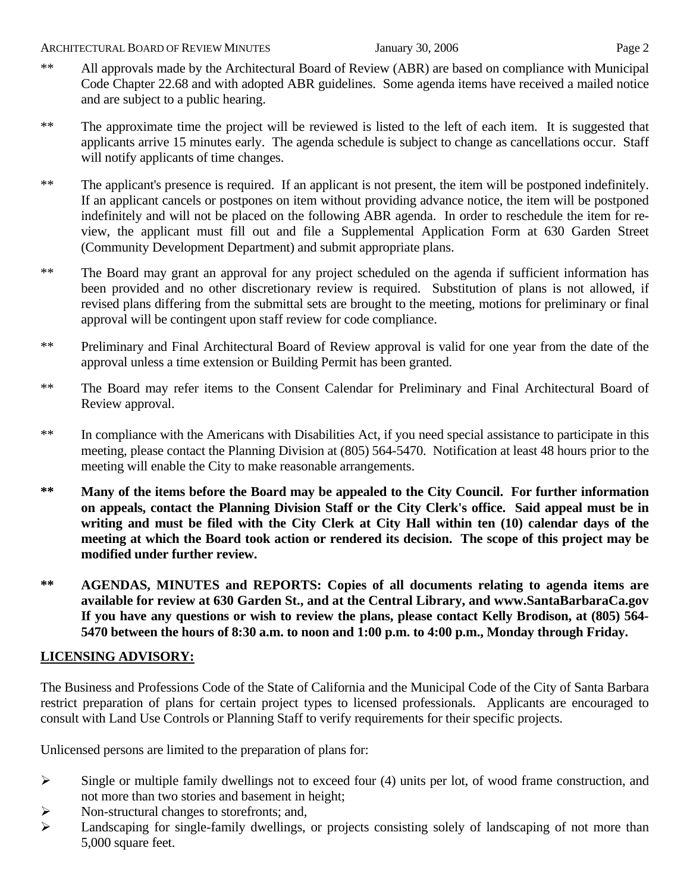** All approvals made by the Architectural Board of Review (ABR) are based on compliance with Municipal Code Chapter 22.68 and with adopted ABR guidelines. Some agenda items have received a mailed notice and are subject to a public hearing.

** The approximate time the project will be reviewed is listed to the left of each item. It is suggested that applicants arrive 15 minutes early. The agenda schedule is subject to change as cancellations occur. Staff will notify applicants of time changes.

** The applicant's presence is required. If an applicant is not present, the item will be postponed indefinitely. If an applicant cancels or postpones on item without providing advance notice, the item will be postponed indefinitely and will not be placed on the following ABR agenda. In order to reschedule the item for re-view, the applicant must fill out and file a Supplemental Application Form at 630 Garden Street (Community Development Department) and submit appropriate plans.

** The Board may grant an approval for any project scheduled on the agenda if sufficient information has been provided and no other discretionary review is required. Substitution of plans is not allowed, if revised plans differing from the submittal sets are brought to the meeting, motions for preliminary or final approval will be contingent upon staff review for code compliance.

** Preliminary and Final Architectural Board of Review approval is valid for one year from the date of the approval unless a time extension or Building Permit has been granted.

** The Board may refer items to the Consent Calendar for Preliminary and Final Architectural Board of Review approval.

** In compliance with the Americans with Disabilities Act, if you need special assistance to participate in this meeting, please contact the Planning Division at (805) 564-5470. Notification at least 48 hours prior to the meeting will enable the City to make reasonable arrangements.

**\*\* Many of the items before the Board may be appealed to the City Council. For further information on appeals, contact the Planning Division Staff or the City Clerk's office. Said appeal must be in writing and must be filed with the City Clerk at City Hall within ten (10) calendar days of the meeting at which the Board took action or rendered its decision. The scope of this project may be modified under further review.**

**\*\* AGENDAS, MINUTES and REPORTS: Copies of all documents relating to agenda items are available for review at 630 Garden St., and at the Central Library, and www.SantaBarbaraCa.gov If you have any questions or wish to review the plans, please contact Kelly Brodison, at (805) 564-5470 between the hours of 8:30 a.m. to noon and 1:00 p.m. to 4:00 p.m., Monday through Friday.**

## LICENSING ADVISORY:

The Business and Professions Code of the State of California and the Municipal Code of the City of Santa Barbara restrict preparation of plans for certain project types to licensed professionals. Applicants are encouraged to consult with Land Use Controls or Planning Staff to verify requirements for their specific projects.

Unlicensed persons are limited to the preparation of plans for:

- Single or multiple family dwellings not to exceed four (4) units per lot, of wood frame construction, and not more than two stories and basement in height;
- Non-structural changes to storefronts; and,
- Landscaping for single-family dwellings, or projects consisting solely of landscaping of not more than 5,000 square feet.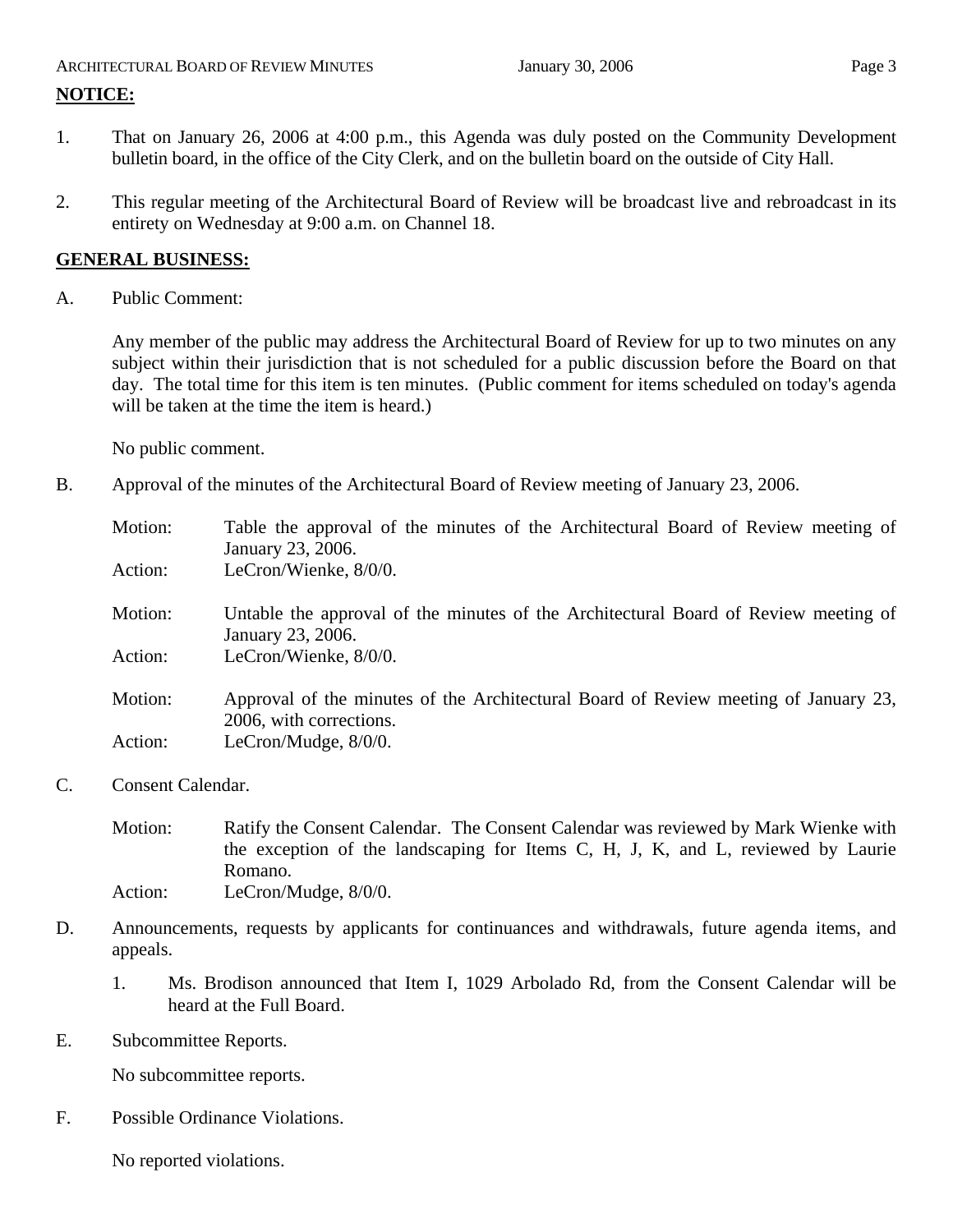**NOTICE:**

1. That on January 26, 2006 at 4:00 p.m., this Agenda was duly posted on the Community Development bulletin board, in the office of the City Clerk, and on the bulletin board on the outside of City Hall.

2. This regular meeting of the Architectural Board of Review will be broadcast live and rebroadcast in its entirety on Wednesday at 9:00 a.m. on Channel 18.

**GENERAL BUSINESS:**

A. Public Comment:

Any member of the public may address the Architectural Board of Review for up to two minutes on any subject within their jurisdiction that is not scheduled for a public discussion before the Board on that day. The total time for this item is ten minutes. (Public comment for items scheduled on today's agenda will be taken at the time the item is heard.)

No public comment.

B. Approval of the minutes of the Architectural Board of Review meeting of January 23, 2006.

Motion: Table the approval of the minutes of the Architectural Board of Review meeting of January 23, 2006.
Action: LeCron/Wienke, 8/0/0.

Motion: Untable the approval of the minutes of the Architectural Board of Review meeting of January 23, 2006.
Action: LeCron/Wienke, 8/0/0.

Motion: Approval of the minutes of the Architectural Board of Review meeting of January 23, 2006, with corrections.
Action: LeCron/Mudge, 8/0/0.

C. Consent Calendar.

Motion: Ratify the Consent Calendar. The Consent Calendar was reviewed by Mark Wienke with the exception of the landscaping for Items C, H, J, K, and L, reviewed by Laurie Romano.
Action: LeCron/Mudge, 8/0/0.

D. Announcements, requests by applicants for continuances and withdrawals, future agenda items, and appeals.

1. Ms. Brodison announced that Item I, 1029 Arbolado Rd, from the Consent Calendar will be heard at the Full Board.

E. Subcommittee Reports.

No subcommittee reports.

F. Possible Ordinance Violations.

No reported violations.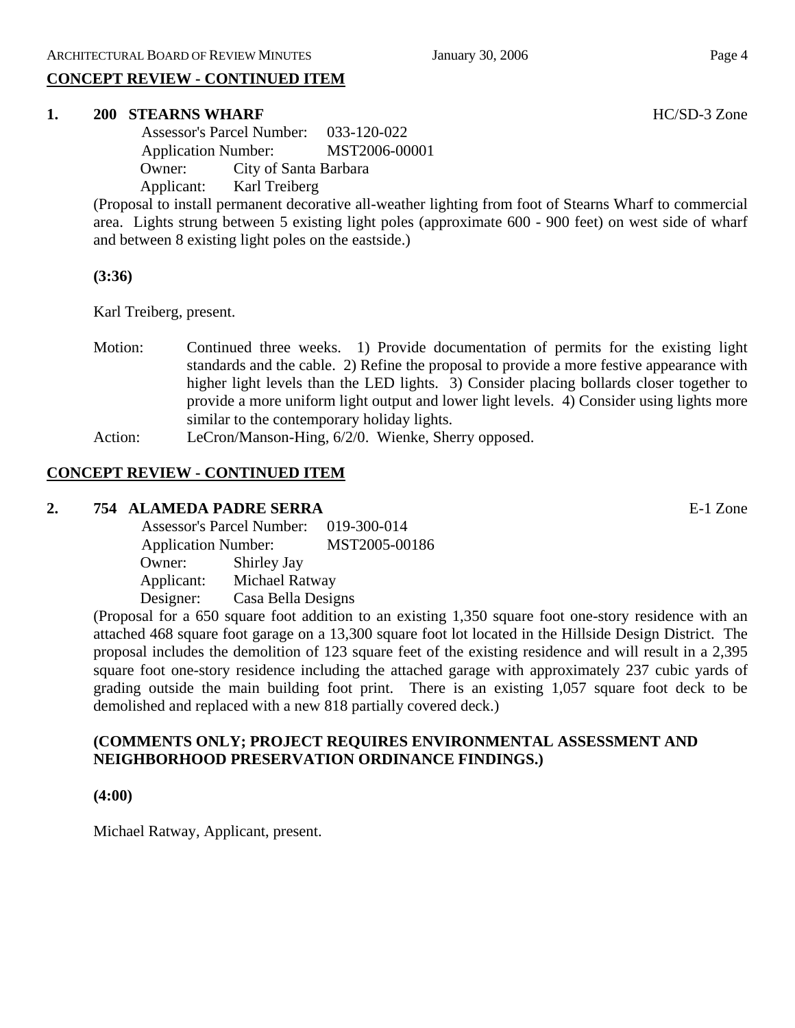## CONCEPT REVIEW - CONTINUED ITEM

**1. 200 STEARNS WHARF** HC/SD-3 Zone

Assessor's Parcel Number: 033-120-022
Application Number: MST2006-00001
Owner: City of Santa Barbara
Applicant: Karl Treiberg

(Proposal to install permanent decorative all-weather lighting from foot of Stearns Wharf to commercial area. Lights strung between 5 existing light poles (approximate 600 - 900 feet) on west side of wharf and between 8 existing light poles on the eastside.)

**(3:36)**

Karl Treiberg, present.

Motion: Continued three weeks. 1) Provide documentation of permits for the existing light standards and the cable. 2) Refine the proposal to provide a more festive appearance with higher light levels than the LED lights. 3) Consider placing bollards closer together to provide a more uniform light output and lower light levels. 4) Consider using lights more similar to the contemporary holiday lights.

Action: LeCron/Manson-Hing, 6/2/0. Wienke, Sherry opposed.

## CONCEPT REVIEW - CONTINUED ITEM

**2. 754 ALAMEDA PADRE SERRA** E-1 Zone

Assessor's Parcel Number: 019-300-014
Application Number: MST2005-00186
Owner: Shirley Jay
Applicant: Michael Ratway
Designer: Casa Bella Designs

(Proposal for a 650 square foot addition to an existing 1,350 square foot one-story residence with an attached 468 square foot garage on a 13,300 square foot lot located in the Hillside Design District. The proposal includes the demolition of 123 square feet of the existing residence and will result in a 2,395 square foot one-story residence including the attached garage with approximately 237 cubic yards of grading outside the main building foot print. There is an existing 1,057 square foot deck to be demolished and replaced with a new 818 partially covered deck.)

**(COMMENTS ONLY; PROJECT REQUIRES ENVIRONMENTAL ASSESSMENT AND NEIGHBORHOOD PRESERVATION ORDINANCE FINDINGS.)**

**(4:00)**

Michael Ratway, Applicant, present.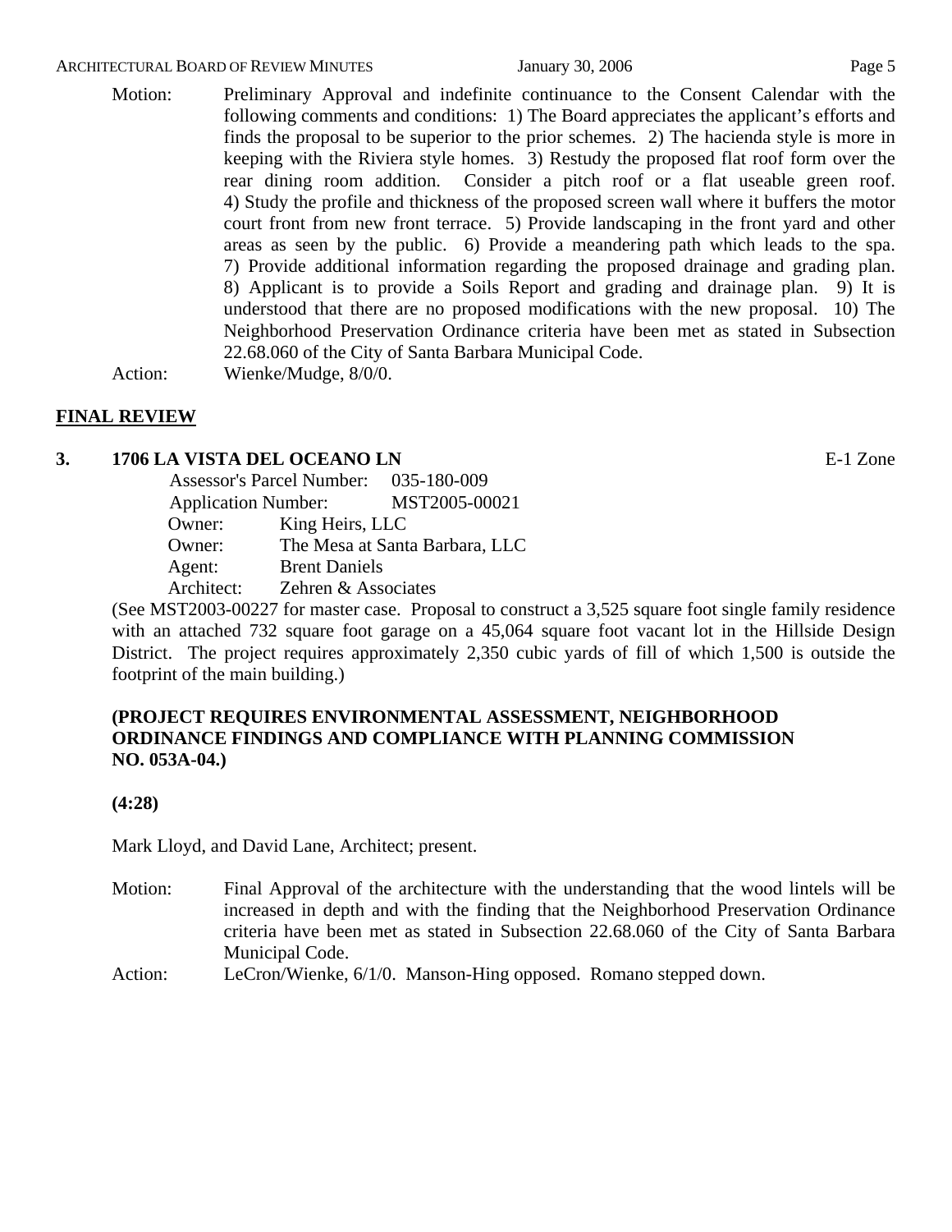Motion: Preliminary Approval and indefinite continuance to the Consent Calendar with the following comments and conditions: 1) The Board appreciates the applicant's efforts and finds the proposal to be superior to the prior schemes. 2) The hacienda style is more in keeping with the Riviera style homes. 3) Restudy the proposed flat roof form over the rear dining room addition. Consider a pitch roof or a flat useable green roof. 4) Study the profile and thickness of the proposed screen wall where it buffers the motor court front from new front terrace. 5) Provide landscaping in the front yard and other areas as seen by the public. 6) Provide a meandering path which leads to the spa. 7) Provide additional information regarding the proposed drainage and grading plan. 8) Applicant is to provide a Soils Report and grading and drainage plan. 9) It is understood that there are no proposed modifications with the new proposal. 10) The Neighborhood Preservation Ordinance criteria have been met as stated in Subsection 22.68.060 of the City of Santa Barbara Municipal Code.

Action: Wienke/Mudge, 8/0/0.

## FINAL REVIEW

### 3. 1706 LA VISTA DEL OCEANO LN

E-1 Zone

Assessor's Parcel Number: 035-180-009
Application Number: MST2005-00021
Owner: King Heirs, LLC
Owner: The Mesa at Santa Barbara, LLC
Agent: Brent Daniels
Architect: Zehren & Associates

(See MST2003-00227 for master case. Proposal to construct a 3,525 square foot single family residence with an attached 732 square foot garage on a 45,064 square foot vacant lot in the Hillside Design District. The project requires approximately 2,350 cubic yards of fill of which 1,500 is outside the footprint of the main building.)

**(PROJECT REQUIRES ENVIRONMENTAL ASSESSMENT, NEIGHBORHOOD ORDINANCE FINDINGS AND COMPLIANCE WITH PLANNING COMMISSION NO. 053A-04.)**

**(4:28)**

Mark Lloyd, and David Lane, Architect; present.

Motion: Final Approval of the architecture with the understanding that the wood lintels will be increased in depth and with the finding that the Neighborhood Preservation Ordinance criteria have been met as stated in Subsection 22.68.060 of the City of Santa Barbara Municipal Code.

Action: LeCron/Wienke, 6/1/0. Manson-Hing opposed. Romano stepped down.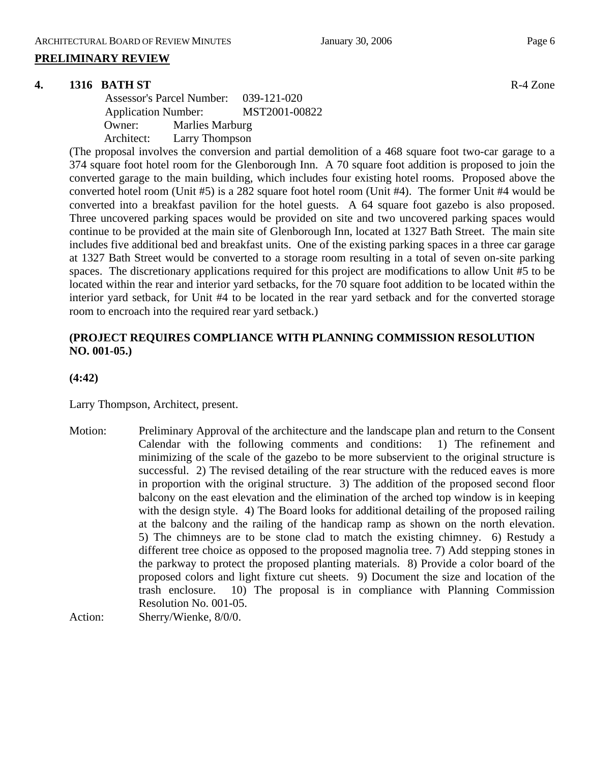## PRELIMINARY REVIEW

**4. 1316 BATH ST** R-4 Zone

Assessor's Parcel Number: 039-121-020
Application Number: MST2001-00822
Owner: Marlies Marburg
Architect: Larry Thompson

(The proposal involves the conversion and partial demolition of a 468 square foot two-car garage to a 374 square foot hotel room for the Glenborough Inn. A 70 square foot addition is proposed to join the converted garage to the main building, which includes four existing hotel rooms. Proposed above the converted hotel room (Unit #5) is a 282 square foot hotel room (Unit #4). The former Unit #4 would be converted into a breakfast pavilion for the hotel guests. A 64 square foot gazebo is also proposed. Three uncovered parking spaces would be provided on site and two uncovered parking spaces would continue to be provided at the main site of Glenborough Inn, located at 1327 Bath Street. The main site includes five additional bed and breakfast units. One of the existing parking spaces in a three car garage at 1327 Bath Street would be converted to a storage room resulting in a total of seven on-site parking spaces. The discretionary applications required for this project are modifications to allow Unit #5 to be located within the rear and interior yard setbacks, for the 70 square foot addition to be located within the interior yard setback, for Unit #4 to be located in the rear yard setback and for the converted storage room to encroach into the required rear yard setback.)

**(PROJECT REQUIRES COMPLIANCE WITH PLANNING COMMISSION RESOLUTION NO. 001-05.)**

**(4:42)**

Larry Thompson, Architect, present.

Motion: Preliminary Approval of the architecture and the landscape plan and return to the Consent Calendar with the following comments and conditions: 1) The refinement and minimizing of the scale of the gazebo to be more subservient to the original structure is successful. 2) The revised detailing of the rear structure with the reduced eaves is more in proportion with the original structure. 3) The addition of the proposed second floor balcony on the east elevation and the elimination of the arched top window is in keeping with the design style. 4) The Board looks for additional detailing of the proposed railing at the balcony and the railing of the handicap ramp as shown on the north elevation. 5) The chimneys are to be stone clad to match the existing chimney. 6) Restudy a different tree choice as opposed to the proposed magnolia tree. 7) Add stepping stones in the parkway to protect the proposed planting materials. 8) Provide a color board of the proposed colors and light fixture cut sheets. 9) Document the size and location of the trash enclosure. 10) The proposal is in compliance with Planning Commission Resolution No. 001-05.

Action: Sherry/Wienke, 8/0/0.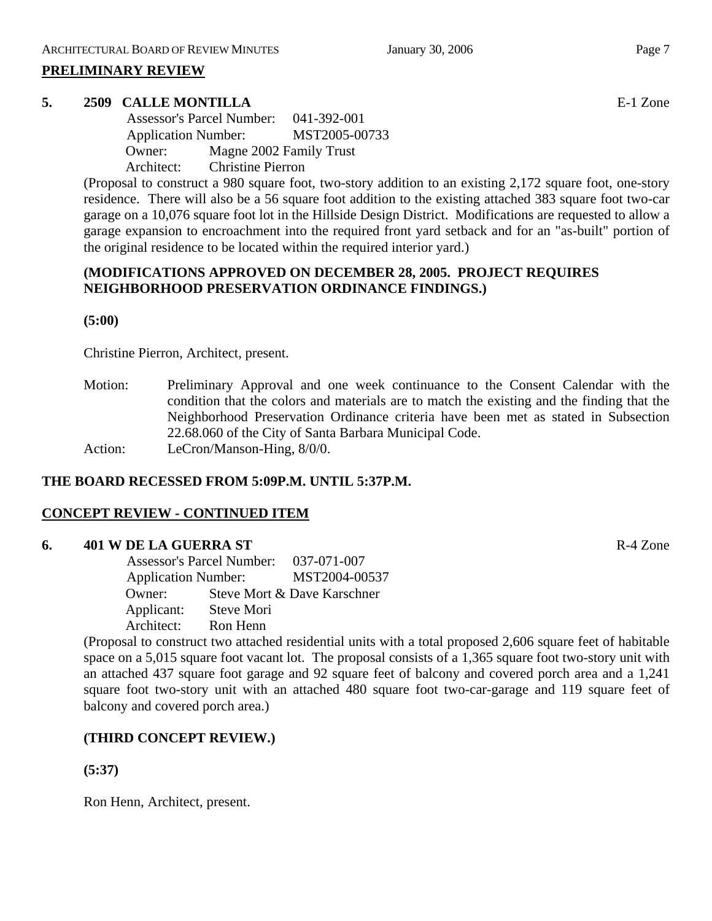## PRELIMINARY REVIEW

### 5. 2509 CALLE MONTILLA

E-1 Zone

Assessor's Parcel Number: 041-392-001
Application Number: MST2005-00733
Owner: Magne 2002 Family Trust
Architect: Christine Pierron

(Proposal to construct a 980 square foot, two-story addition to an existing 2,172 square foot, one-story residence. There will also be a 56 square foot addition to the existing attached 383 square foot two-car garage on a 10,076 square foot lot in the Hillside Design District. Modifications are requested to allow a garage expansion to encroachment into the required front yard setback and for an "as-built" portion of the original residence to be located within the required interior yard.)

**(MODIFICATIONS APPROVED ON DECEMBER 28, 2005. PROJECT REQUIRES NEIGHBORHOOD PRESERVATION ORDINANCE FINDINGS.)**

**(5:00)**

Christine Pierron, Architect, present.

Motion: Preliminary Approval and one week continuance to the Consent Calendar with the condition that the colors and materials are to match the existing and the finding that the Neighborhood Preservation Ordinance criteria have been met as stated in Subsection 22.68.060 of the City of Santa Barbara Municipal Code.

Action: LeCron/Manson-Hing, 8/0/0.

**THE BOARD RECESSED FROM 5:09P.M. UNTIL 5:37P.M.**

## CONCEPT REVIEW - CONTINUED ITEM

### 6. 401 W DE LA GUERRA ST

R-4 Zone

Assessor's Parcel Number: 037-071-007
Application Number: MST2004-00537
Owner: Steve Mort & Dave Karschner
Applicant: Steve Mori
Architect: Ron Henn

(Proposal to construct two attached residential units with a total proposed 2,606 square feet of habitable space on a 5,015 square foot vacant lot. The proposal consists of a 1,365 square foot two-story unit with an attached 437 square foot garage and 92 square feet of balcony and covered porch area and a 1,241 square foot two-story unit with an attached 480 square foot two-car-garage and 119 square feet of balcony and covered porch area.)

**(THIRD CONCEPT REVIEW.)**

**(5:37)**

Ron Henn, Architect, present.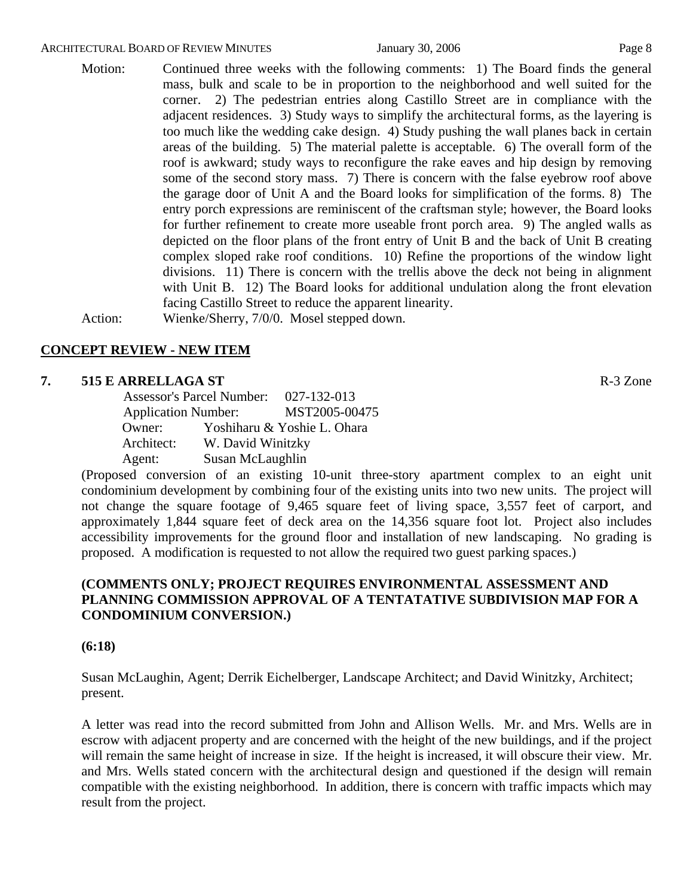Motion: Continued three weeks with the following comments: 1) The Board finds the general mass, bulk and scale to be in proportion to the neighborhood and well suited for the corner. 2) The pedestrian entries along Castillo Street are in compliance with the adjacent residences. 3) Study ways to simplify the architectural forms, as the layering is too much like the wedding cake design. 4) Study pushing the wall planes back in certain areas of the building. 5) The material palette is acceptable. 6) The overall form of the roof is awkward; study ways to reconfigure the rake eaves and hip design by removing some of the second story mass. 7) There is concern with the false eyebrow roof above the garage door of Unit A and the Board looks for simplification of the forms. 8) The entry porch expressions are reminiscent of the craftsman style; however, the Board looks for further refinement to create more useable front porch area. 9) The angled walls as depicted on the floor plans of the front entry of Unit B and the back of Unit B creating complex sloped rake roof conditions. 10) Refine the proportions of the window light divisions. 11) There is concern with the trellis above the deck not being in alignment with Unit B. 12) The Board looks for additional undulation along the front elevation facing Castillo Street to reduce the apparent linearity.

Action: Wienke/Sherry, 7/0/0. Mosel stepped down.

## CONCEPT REVIEW - NEW ITEM

### 7. 515 E ARRELLAGA ST — R-3 Zone

Assessor's Parcel Number: 027-132-013
Application Number: MST2005-00475
Owner: Yoshiharu & Yoshie L. Ohara
Architect: W. David Winitzky
Agent: Susan McLaughlin

(Proposed conversion of an existing 10-unit three-story apartment complex to an eight unit condominium development by combining four of the existing units into two new units. The project will not change the square footage of 9,465 square feet of living space, 3,557 feet of carport, and approximately 1,844 square feet of deck area on the 14,356 square foot lot. Project also includes accessibility improvements for the ground floor and installation of new landscaping. No grading is proposed. A modification is requested to not allow the required two guest parking spaces.)

**(COMMENTS ONLY; PROJECT REQUIRES ENVIRONMENTAL ASSESSMENT AND PLANNING COMMISSION APPROVAL OF A TENTATATIVE SUBDIVISION MAP FOR A CONDOMINIUM CONVERSION.)**

**(6:18)**

Susan McLaughin, Agent; Derrik Eichelberger, Landscape Architect; and David Winitzky, Architect; present.

A letter was read into the record submitted from John and Allison Wells. Mr. and Mrs. Wells are in escrow with adjacent property and are concerned with the height of the new buildings, and if the project will remain the same height of increase in size. If the height is increased, it will obscure their view. Mr. and Mrs. Wells stated concern with the architectural design and questioned if the design will remain compatible with the existing neighborhood. In addition, there is concern with traffic impacts which may result from the project.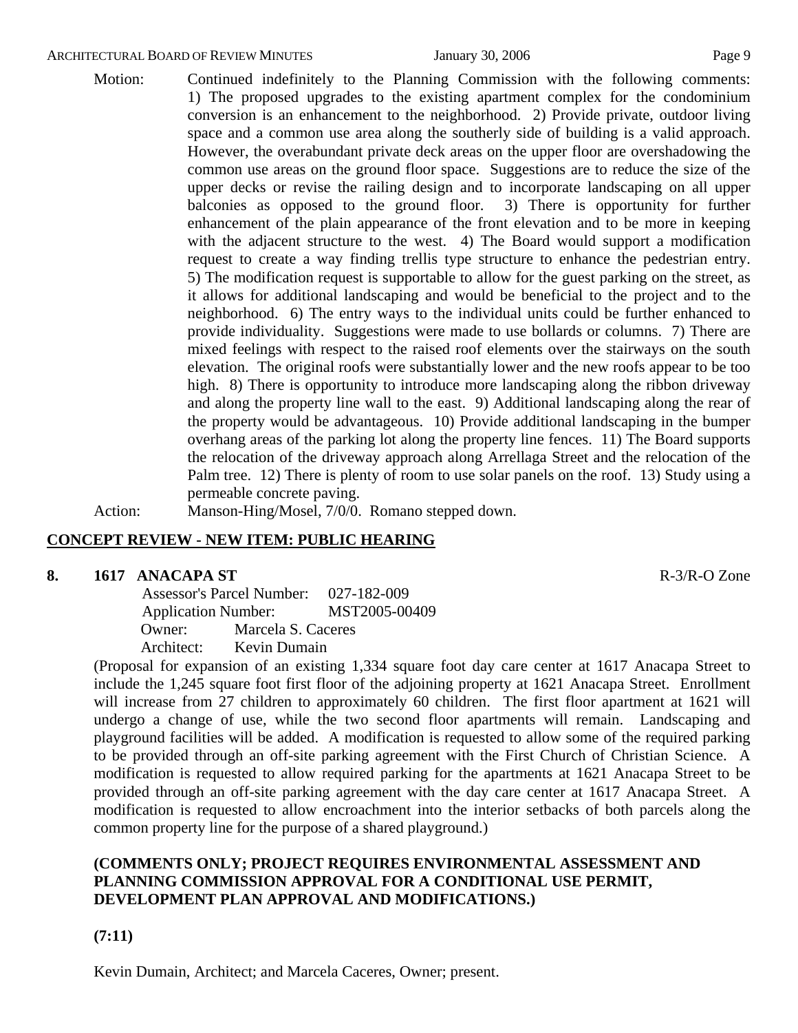Motion: Continued indefinitely to the Planning Commission with the following comments: 1) The proposed upgrades to the existing apartment complex for the condominium conversion is an enhancement to the neighborhood. 2) Provide private, outdoor living space and a common use area along the southerly side of building is a valid approach. However, the overabundant private deck areas on the upper floor are overshadowing the common use areas on the ground floor space. Suggestions are to reduce the size of the upper decks or revise the railing design and to incorporate landscaping on all upper balconies as opposed to the ground floor. 3) There is opportunity for further enhancement of the plain appearance of the front elevation and to be more in keeping with the adjacent structure to the west. 4) The Board would support a modification request to create a way finding trellis type structure to enhance the pedestrian entry. 5) The modification request is supportable to allow for the guest parking on the street, as it allows for additional landscaping and would be beneficial to the project and to the neighborhood. 6) The entry ways to the individual units could be further enhanced to provide individuality. Suggestions were made to use bollards or columns. 7) There are mixed feelings with respect to the raised roof elements over the stairways on the south elevation. The original roofs were substantially lower and the new roofs appear to be too high. 8) There is opportunity to introduce more landscaping along the ribbon driveway and along the property line wall to the east. 9) Additional landscaping along the rear of the property would be advantageous. 10) Provide additional landscaping in the bumper overhang areas of the parking lot along the property line fences. 11) The Board supports the relocation of the driveway approach along Arrellaga Street and the relocation of the Palm tree. 12) There is plenty of room to use solar panels on the roof. 13) Study using a permeable concrete paving.

Action: Manson-Hing/Mosel, 7/0/0. Romano stepped down.

## CONCEPT REVIEW - NEW ITEM: PUBLIC HEARING

### 8. 1617 ANACAPA ST

R-3/R-O Zone

Assessor's Parcel Number: 027-182-009
Application Number: MST2005-00409
Owner: Marcela S. Caceres
Architect: Kevin Dumain

(Proposal for expansion of an existing 1,334 square foot day care center at 1617 Anacapa Street to include the 1,245 square foot first floor of the adjoining property at 1621 Anacapa Street. Enrollment will increase from 27 children to approximately 60 children. The first floor apartment at 1621 will undergo a change of use, while the two second floor apartments will remain. Landscaping and playground facilities will be added. A modification is requested to allow some of the required parking to be provided through an off-site parking agreement with the First Church of Christian Science. A modification is requested to allow required parking for the apartments at 1621 Anacapa Street to be provided through an off-site parking agreement with the day care center at 1617 Anacapa Street. A modification is requested to allow encroachment into the interior setbacks of both parcels along the common property line for the purpose of a shared playground.)

**(COMMENTS ONLY; PROJECT REQUIRES ENVIRONMENTAL ASSESSMENT AND PLANNING COMMISSION APPROVAL FOR A CONDITIONAL USE PERMIT, DEVELOPMENT PLAN APPROVAL AND MODIFICATIONS.)**

**(7:11)**

Kevin Dumain, Architect; and Marcela Caceres, Owner; present.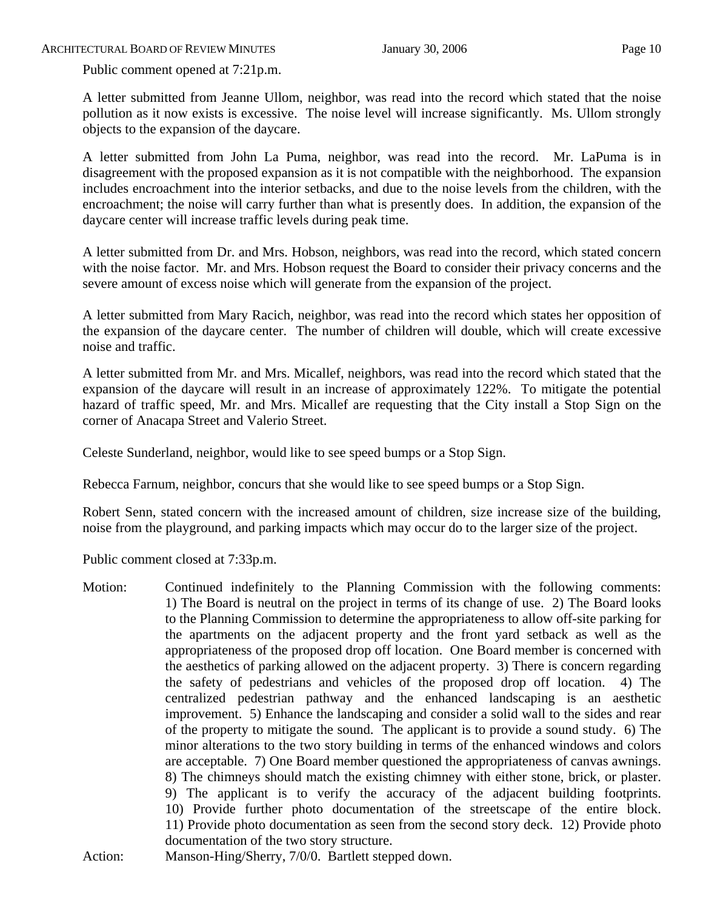Public comment opened at 7:21p.m.

A letter submitted from Jeanne Ullom, neighbor, was read into the record which stated that the noise pollution as it now exists is excessive. The noise level will increase significantly. Ms. Ullom strongly objects to the expansion of the daycare.

A letter submitted from John La Puma, neighbor, was read into the record. Mr. LaPuma is in disagreement with the proposed expansion as it is not compatible with the neighborhood. The expansion includes encroachment into the interior setbacks, and due to the noise levels from the children, with the encroachment; the noise will carry further than what is presently does. In addition, the expansion of the daycare center will increase traffic levels during peak time.

A letter submitted from Dr. and Mrs. Hobson, neighbors, was read into the record, which stated concern with the noise factor. Mr. and Mrs. Hobson request the Board to consider their privacy concerns and the severe amount of excess noise which will generate from the expansion of the project.

A letter submitted from Mary Racich, neighbor, was read into the record which states her opposition of the expansion of the daycare center. The number of children will double, which will create excessive noise and traffic.

A letter submitted from Mr. and Mrs. Micallef, neighbors, was read into the record which stated that the expansion of the daycare will result in an increase of approximately 122%. To mitigate the potential hazard of traffic speed, Mr. and Mrs. Micallef are requesting that the City install a Stop Sign on the corner of Anacapa Street and Valerio Street.

Celeste Sunderland, neighbor, would like to see speed bumps or a Stop Sign.

Rebecca Farnum, neighbor, concurs that she would like to see speed bumps or a Stop Sign.

Robert Senn, stated concern with the increased amount of children, size increase size of the building, noise from the playground, and parking impacts which may occur do to the larger size of the project.

Public comment closed at 7:33p.m.

Motion: Continued indefinitely to the Planning Commission with the following comments: 1) The Board is neutral on the project in terms of its change of use. 2) The Board looks to the Planning Commission to determine the appropriateness to allow off-site parking for the apartments on the adjacent property and the front yard setback as well as the appropriateness of the proposed drop off location. One Board member is concerned with the aesthetics of parking allowed on the adjacent property. 3) There is concern regarding the safety of pedestrians and vehicles of the proposed drop off location. 4) The centralized pedestrian pathway and the enhanced landscaping is an aesthetic improvement. 5) Enhance the landscaping and consider a solid wall to the sides and rear of the property to mitigate the sound. The applicant is to provide a sound study. 6) The minor alterations to the two story building in terms of the enhanced windows and colors are acceptable. 7) One Board member questioned the appropriateness of canvas awnings. 8) The chimneys should match the existing chimney with either stone, brick, or plaster. 9) The applicant is to verify the accuracy of the adjacent building footprints. 10) Provide further photo documentation of the streetscape of the entire block. 11) Provide photo documentation as seen from the second story deck. 12) Provide photo documentation of the two story structure.

Action: Manson-Hing/Sherry, 7/0/0. Bartlett stepped down.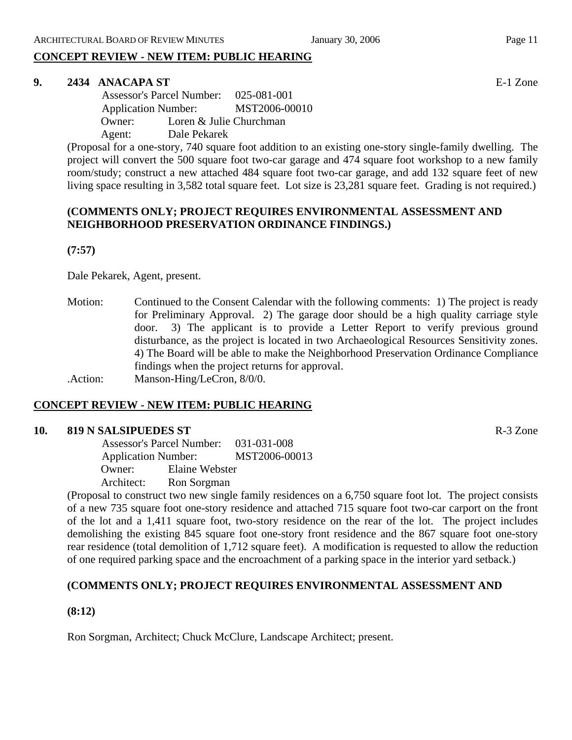## CONCEPT REVIEW - NEW ITEM: PUBLIC HEARING

**9. 2434 ANACAPA ST** E-1 Zone

Assessor's Parcel Number: 025-081-001
Application Number: MST2006-00010
Owner: Loren & Julie Churchman
Agent: Dale Pekarek

(Proposal for a one-story, 740 square foot addition to an existing one-story single-family dwelling. The project will convert the 500 square foot two-car garage and 474 square foot workshop to a new family room/study; construct a new attached 484 square foot two-car garage, and add 132 square feet of new living space resulting in 3,582 total square feet. Lot size is 23,281 square feet. Grading is not required.)

**(COMMENTS ONLY; PROJECT REQUIRES ENVIRONMENTAL ASSESSMENT AND NEIGHBORHOOD PRESERVATION ORDINANCE FINDINGS.)**

**(7:57)**

Dale Pekarek, Agent, present.

Motion: Continued to the Consent Calendar with the following comments: 1) The project is ready for Preliminary Approval. 2) The garage door should be a high quality carriage style door. 3) The applicant is to provide a Letter Report to verify previous ground disturbance, as the project is located in two Archaeological Resources Sensitivity zones. 4) The Board will be able to make the Neighborhood Preservation Ordinance Compliance findings when the project returns for approval.

.Action: Manson-Hing/LeCron, 8/0/0.

## CONCEPT REVIEW - NEW ITEM: PUBLIC HEARING

**10. 819 N SALSIPUEDES ST** R-3 Zone

Assessor's Parcel Number: 031-031-008
Application Number: MST2006-00013
Owner: Elaine Webster
Architect: Ron Sorgman

(Proposal to construct two new single family residences on a 6,750 square foot lot. The project consists of a new 735 square foot one-story residence and attached 715 square foot two-car carport on the front of the lot and a 1,411 square foot, two-story residence on the rear of the lot. The project includes demolishing the existing 845 square foot one-story front residence and the 867 square foot one-story rear residence (total demolition of 1,712 square feet). A modification is requested to allow the reduction of one required parking space and the encroachment of a parking space in the interior yard setback.)

**(COMMENTS ONLY; PROJECT REQUIRES ENVIRONMENTAL ASSESSMENT AND**

**(8:12)**

Ron Sorgman, Architect; Chuck McClure, Landscape Architect; present.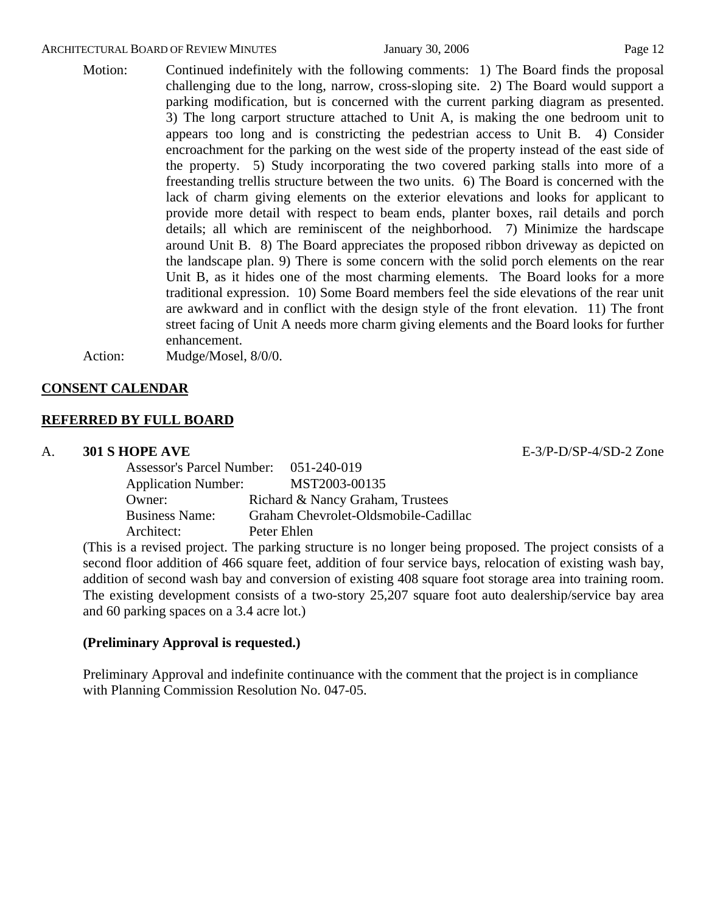Motion: Continued indefinitely with the following comments: 1) The Board finds the proposal challenging due to the long, narrow, cross-sloping site. 2) The Board would support a parking modification, but is concerned with the current parking diagram as presented. 3) The long carport structure attached to Unit A, is making the one bedroom unit to appears too long and is constricting the pedestrian access to Unit B. 4) Consider encroachment for the parking on the west side of the property instead of the east side of the property. 5) Study incorporating the two covered parking stalls into more of a freestanding trellis structure between the two units. 6) The Board is concerned with the lack of charm giving elements on the exterior elevations and looks for applicant to provide more detail with respect to beam ends, planter boxes, rail details and porch details; all which are reminiscent of the neighborhood. 7) Minimize the hardscape around Unit B. 8) The Board appreciates the proposed ribbon driveway as depicted on the landscape plan. 9) There is some concern with the solid porch elements on the rear Unit B, as it hides one of the most charming elements. The Board looks for a more traditional expression. 10) Some Board members feel the side elevations of the rear unit are awkward and in conflict with the design style of the front elevation. 11) The front street facing of Unit A needs more charm giving elements and the Board looks for further enhancement.

Action: Mudge/Mosel, 8/0/0.

## CONSENT CALENDAR

## REFERRED BY FULL BOARD

**A. 301 S HOPE AVE** E-3/P-D/SP-4/SD-2 Zone

Assessor's Parcel Number: 051-240-019
Application Number: MST2003-00135
Owner: Richard & Nancy Graham, Trustees
Business Name: Graham Chevrolet-Oldsmobile-Cadillac
Architect: Peter Ehlen

(This is a revised project. The parking structure is no longer being proposed. The project consists of a second floor addition of 466 square feet, addition of four service bays, relocation of existing wash bay, addition of second wash bay and conversion of existing 408 square foot storage area into training room. The existing development consists of a two-story 25,207 square foot auto dealership/service bay area and 60 parking spaces on a 3.4 acre lot.)

**(Preliminary Approval is requested.)**

Preliminary Approval and indefinite continuance with the comment that the project is in compliance with Planning Commission Resolution No. 047-05.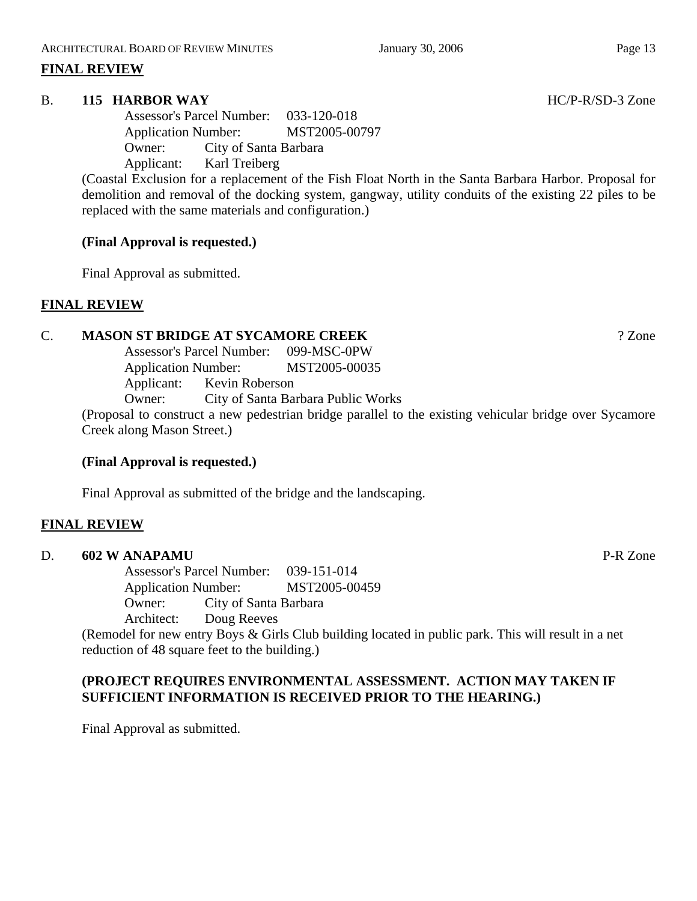## FINAL REVIEW

**B. 115 HARBOR WAY** HC/P-R/SD-3 Zone

Assessor's Parcel Number: 033-120-018
Application Number: MST2005-00797
Owner: City of Santa Barbara
Applicant: Karl Treiberg

(Coastal Exclusion for a replacement of the Fish Float North in the Santa Barbara Harbor. Proposal for demolition and removal of the docking system, gangway, utility conduits of the existing 22 piles to be replaced with the same materials and configuration.)

**(Final Approval is requested.)**

Final Approval as submitted.

## FINAL REVIEW

**C. MASON ST BRIDGE AT SYCAMORE CREEK** ? Zone

Assessor's Parcel Number: 099-MSC-0PW
Application Number: MST2005-00035
Applicant: Kevin Roberson
Owner: City of Santa Barbara Public Works

(Proposal to construct a new pedestrian bridge parallel to the existing vehicular bridge over Sycamore Creek along Mason Street.)

**(Final Approval is requested.)**

Final Approval as submitted of the bridge and the landscaping.

## FINAL REVIEW

**D. 602 W ANAPAMU** P-R Zone

Assessor's Parcel Number: 039-151-014
Application Number: MST2005-00459
Owner: City of Santa Barbara
Architect: Doug Reeves

(Remodel for new entry Boys & Girls Club building located in public park. This will result in a net reduction of 48 square feet to the building.)

**(PROJECT REQUIRES ENVIRONMENTAL ASSESSMENT. ACTION MAY TAKEN IF SUFFICIENT INFORMATION IS RECEIVED PRIOR TO THE HEARING.)**

Final Approval as submitted.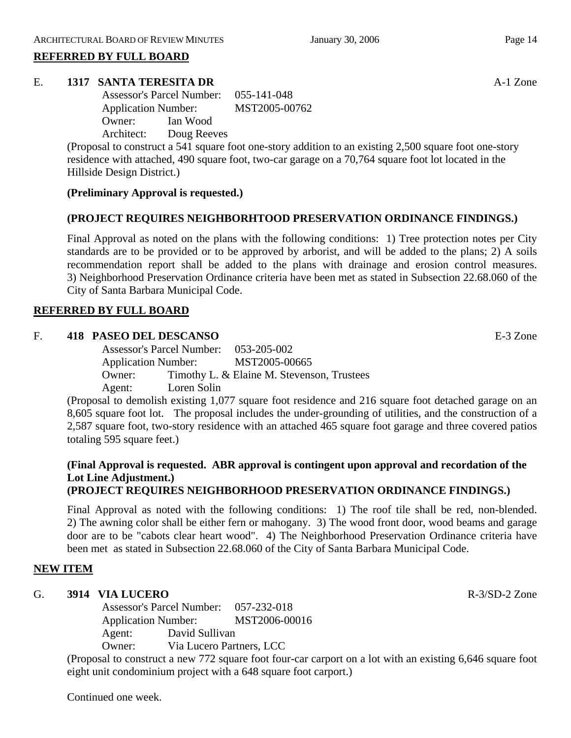## REFERRED BY FULL BOARD

E. **1317 SANTA TERESITA DR** A-1 Zone

Assessor's Parcel Number: 055-141-048
Application Number: MST2005-00762
Owner: Ian Wood
Architect: Doug Reeves

(Proposal to construct a 541 square foot one-story addition to an existing 2,500 square foot one-story residence with attached, 490 square foot, two-car garage on a 70,764 square foot lot located in the Hillside Design District.)

**(Preliminary Approval is requested.)**

**(PROJECT REQUIRES NEIGHBORHTOOD PRESERVATION ORDINANCE FINDINGS.)**

Final Approval as noted on the plans with the following conditions: 1) Tree protection notes per City standards are to be provided or to be approved by arborist, and will be added to the plans; 2) A soils recommendation report shall be added to the plans with drainage and erosion control measures. 3) Neighborhood Preservation Ordinance criteria have been met as stated in Subsection 22.68.060 of the City of Santa Barbara Municipal Code.

## REFERRED BY FULL BOARD

F. **418 PASEO DEL DESCANSO** E-3 Zone

Assessor's Parcel Number: 053-205-002
Application Number: MST2005-00665
Owner: Timothy L. & Elaine M. Stevenson, Trustees
Agent: Loren Solin

(Proposal to demolish existing 1,077 square foot residence and 216 square foot detached garage on an 8,605 square foot lot. The proposal includes the under-grounding of utilities, and the construction of a 2,587 square foot, two-story residence with an attached 465 square foot garage and three covered patios totaling 595 square feet.)

**(Final Approval is requested. ABR approval is contingent upon approval and recordation of the Lot Line Adjustment.)**
**(PROJECT REQUIRES NEIGHBORHOOD PRESERVATION ORDINANCE FINDINGS.)**

Final Approval as noted with the following conditions: 1) The roof tile shall be red, non-blended. 2) The awning color shall be either fern or mahogany. 3) The wood front door, wood beams and garage door are to be "cabots clear heart wood". 4) The Neighborhood Preservation Ordinance criteria have been met as stated in Subsection 22.68.060 of the City of Santa Barbara Municipal Code.

## NEW ITEM

G. **3914 VIA LUCERO** R-3/SD-2 Zone

Assessor's Parcel Number: 057-232-018
Application Number: MST2006-00016
Agent: David Sullivan
Owner: Via Lucero Partners, LCC

(Proposal to construct a new 772 square foot four-car carport on a lot with an existing 6,646 square foot eight unit condominium project with a 648 square foot carport.)

Continued one week.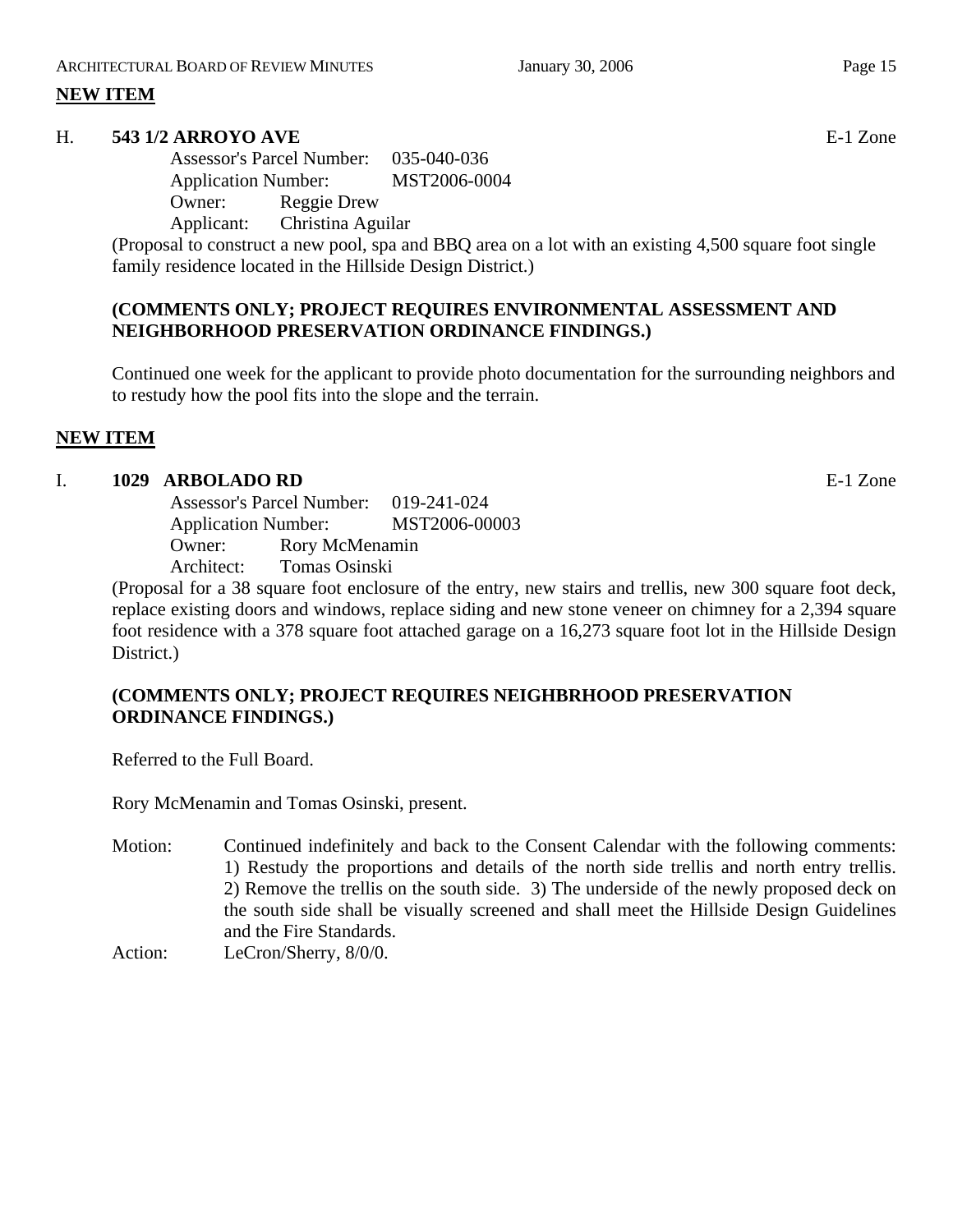**NEW ITEM**

**H. 543 1/2 ARROYO AVE** E-1 Zone

Assessor's Parcel Number: 035-040-036
Application Number: MST2006-0004
Owner: Reggie Drew
Applicant: Christina Aguilar

(Proposal to construct a new pool, spa and BBQ area on a lot with an existing 4,500 square foot single family residence located in the Hillside Design District.)

**(COMMENTS ONLY; PROJECT REQUIRES ENVIRONMENTAL ASSESSMENT AND NEIGHBORHOOD PRESERVATION ORDINANCE FINDINGS.)**

Continued one week for the applicant to provide photo documentation for the surrounding neighbors and to restudy how the pool fits into the slope and the terrain.

**NEW ITEM**

**I. 1029 ARBOLADO RD** E-1 Zone

Assessor's Parcel Number: 019-241-024
Application Number: MST2006-00003
Owner: Rory McMenamin
Architect: Tomas Osinski

(Proposal for a 38 square foot enclosure of the entry, new stairs and trellis, new 300 square foot deck, replace existing doors and windows, replace siding and new stone veneer on chimney for a 2,394 square foot residence with a 378 square foot attached garage on a 16,273 square foot lot in the Hillside Design District.)

**(COMMENTS ONLY; PROJECT REQUIRES NEIGHBRHOOD PRESERVATION ORDINANCE FINDINGS.)**

Referred to the Full Board.

Rory McMenamin and Tomas Osinski, present.

Motion: Continued indefinitely and back to the Consent Calendar with the following comments: 1) Restudy the proportions and details of the north side trellis and north entry trellis. 2) Remove the trellis on the south side. 3) The underside of the newly proposed deck on the south side shall be visually screened and shall meet the Hillside Design Guidelines and the Fire Standards.

Action: LeCron/Sherry, 8/0/0.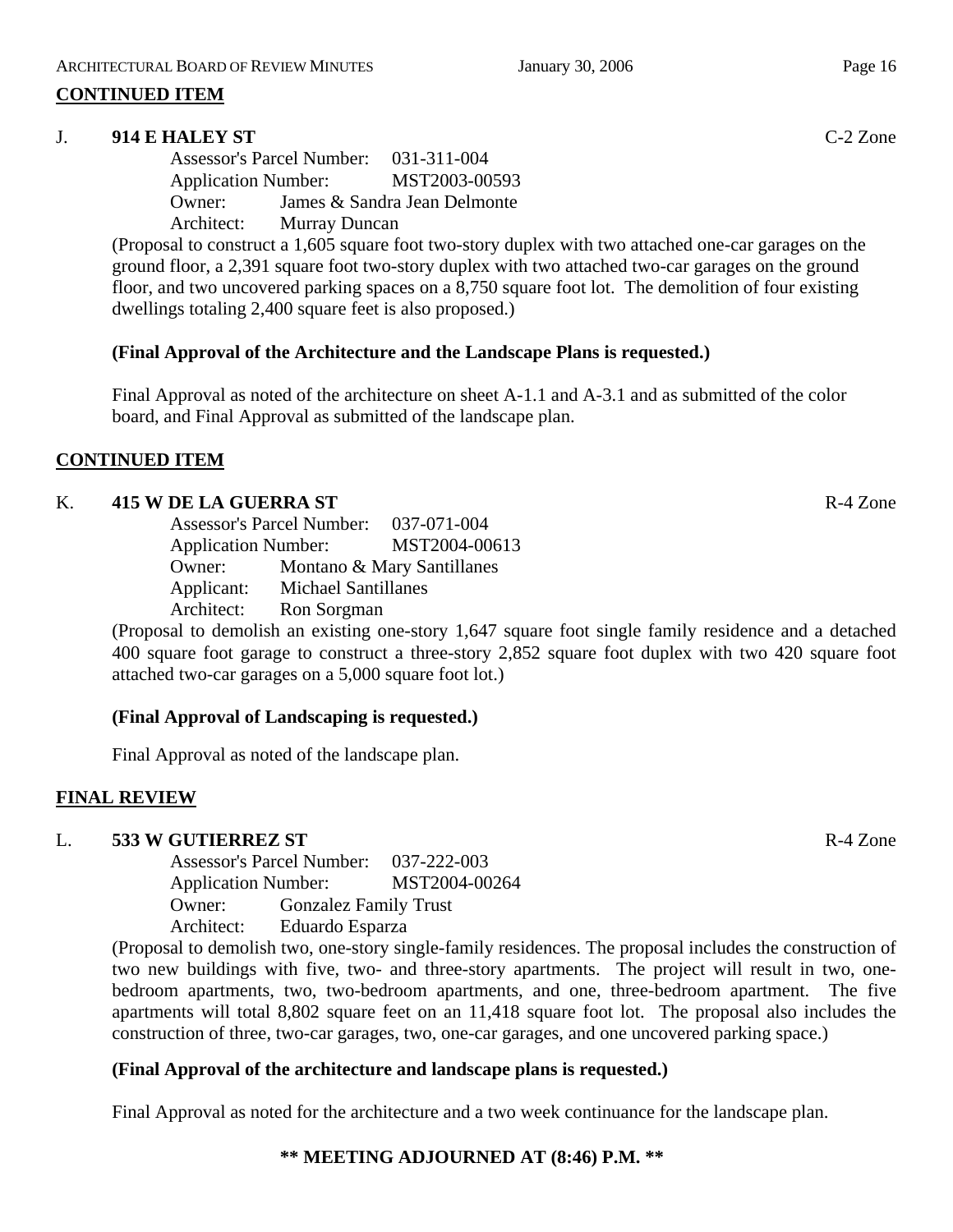**CONTINUED ITEM**

J. **914 E HALEY ST** C-2 Zone

Assessor's Parcel Number: 031-311-004
Application Number: MST2003-00593
Owner: James & Sandra Jean Delmonte
Architect: Murray Duncan

(Proposal to construct a 1,605 square foot two-story duplex with two attached one-car garages on the ground floor, a 2,391 square foot two-story duplex with two attached two-car garages on the ground floor, and two uncovered parking spaces on a 8,750 square foot lot. The demolition of four existing dwellings totaling 2,400 square feet is also proposed.)

**(Final Approval of the Architecture and the Landscape Plans is requested.)**

Final Approval as noted of the architecture on sheet A-1.1 and A-3.1 and as submitted of the color board, and Final Approval as submitted of the landscape plan.

**CONTINUED ITEM**

K. **415 W DE LA GUERRA ST** R-4 Zone

Assessor's Parcel Number: 037-071-004
Application Number: MST2004-00613
Owner: Montano & Mary Santillanes
Applicant: Michael Santillanes
Architect: Ron Sorgman

(Proposal to demolish an existing one-story 1,647 square foot single family residence and a detached 400 square foot garage to construct a three-story 2,852 square foot duplex with two 420 square foot attached two-car garages on a 5,000 square foot lot.)

**(Final Approval of Landscaping is requested.)**

Final Approval as noted of the landscape plan.

**FINAL REVIEW**

L. **533 W GUTIERREZ ST** R-4 Zone

Assessor's Parcel Number: 037-222-003
Application Number: MST2004-00264
Owner: Gonzalez Family Trust
Architect: Eduardo Esparza

(Proposal to demolish two, one-story single-family residences. The proposal includes the construction of two new buildings with five, two- and three-story apartments. The project will result in two, one-bedroom apartments, two, two-bedroom apartments, and one, three-bedroom apartment. The five apartments will total 8,802 square feet on an 11,418 square foot lot. The proposal also includes the construction of three, two-car garages, two, one-car garages, and one uncovered parking space.)

**(Final Approval of the architecture and landscape plans is requested.)**

Final Approval as noted for the architecture and a two week continuance for the landscape plan.

**\*\* MEETING ADJOURNED AT (8:46) P.M. \*\***